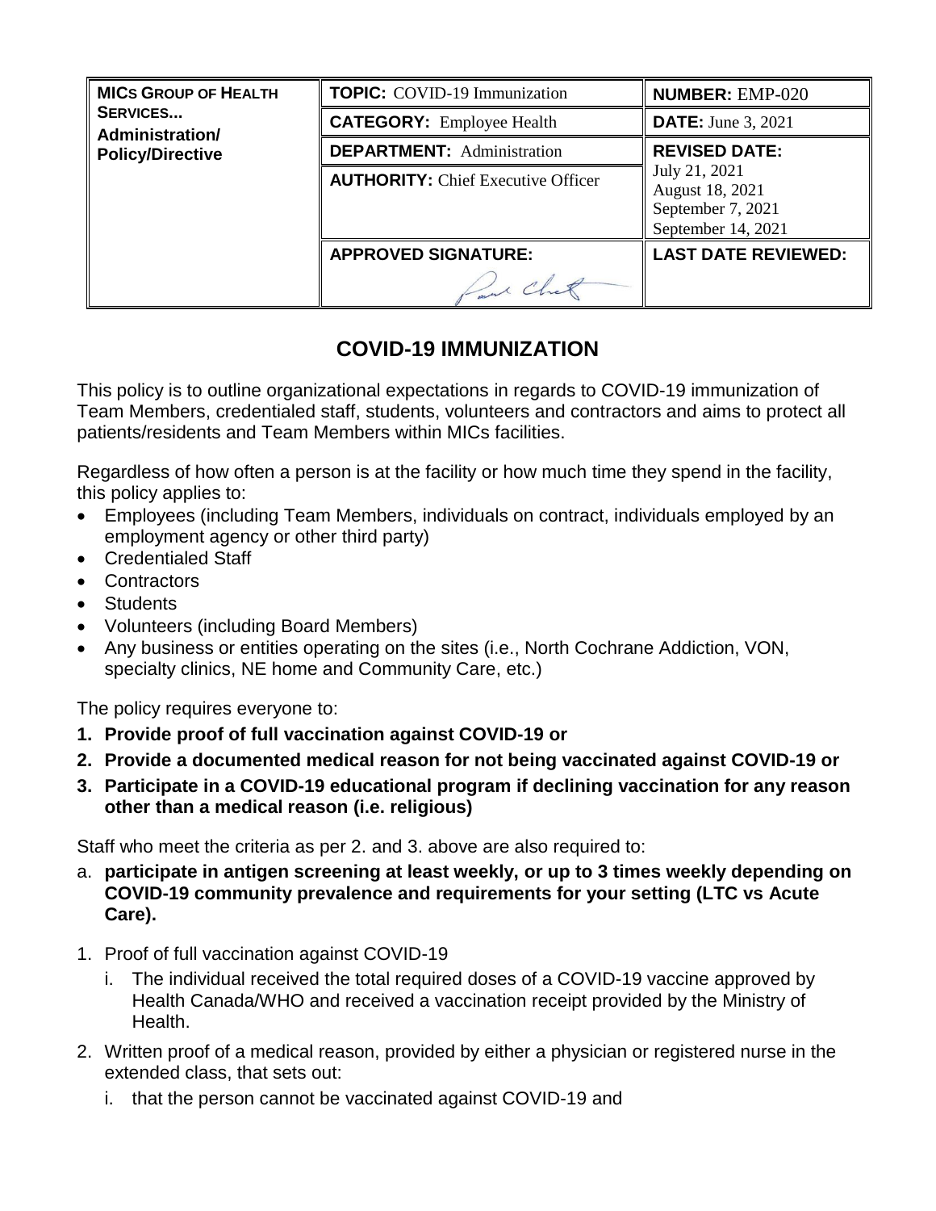| MICs Group of Health Services... Administration/ Policy/Directive | **TOPIC:** COVID-19 Immunization | **NUMBER:** EMP-020 |
|---|---|---|
| | **CATEGORY:** Employee Health | **DATE:** June 3, 2021 |
| | **DEPARTMENT:** Administration | **REVISED DATE:** July 21, 2021 August 18, 2021 September 7, 2021 September 14, 2021 |
| | **AUTHORITY:** Chief Executive Officer | |
| | **APPROVED SIGNATURE:** | **LAST DATE REVIEWED:** |

# COVID-19 IMMUNIZATION

This policy is to outline organizational expectations in regards to COVID-19 immunization of Team Members, credentialed staff, students, volunteers and contractors and aims to protect all patients/residents and Team Members within MICs facilities.

Regardless of how often a person is at the facility or how much time they spend in the facility, this policy applies to:

- Employees (including Team Members, individuals on contract, individuals employed by an employment agency or other third party)
- Credentialed Staff
- Contractors
- Students
- Volunteers (including Board Members)
- Any business or entities operating on the sites (i.e., North Cochrane Addiction, VON, specialty clinics, NE home and Community Care, etc.)

The policy requires everyone to:

1. **Provide proof of full vaccination against COVID-19 or**
2. **Provide a documented medical reason for not being vaccinated against COVID-19 or**
3. **Participate in a COVID-19 educational program if declining vaccination for any reason other than a medical reason (i.e. religious)**

Staff who meet the criteria as per 2. and 3. above are also required to:

a. **participate in antigen screening at least weekly, or up to 3 times weekly depending on COVID-19 community prevalence and requirements for your setting (LTC vs Acute Care).**

1. Proof of full vaccination against COVID-19
   i. The individual received the total required doses of a COVID-19 vaccine approved by Health Canada/WHO and received a vaccination receipt provided by the Ministry of Health.
2. Written proof of a medical reason, provided by either a physician or registered nurse in the extended class, that sets out:
   i. that the person cannot be vaccinated against COVID-19 and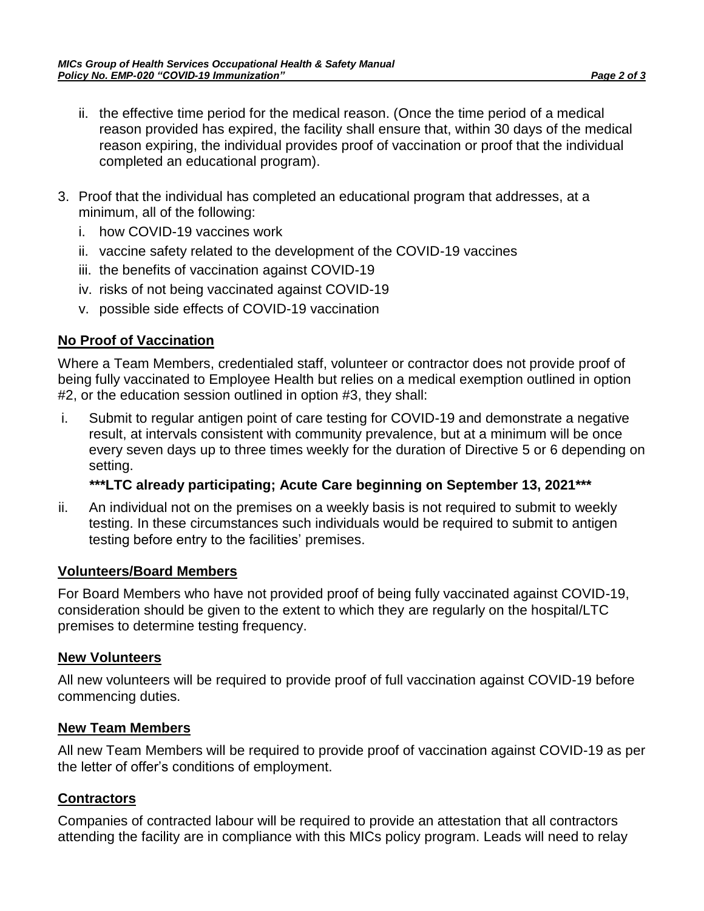ii. the effective time period for the medical reason. (Once the time period of a medical reason provided has expired, the facility shall ensure that, within 30 days of the medical reason expiring, the individual provides proof of vaccination or proof that the individual completed an educational program).

3. Proof that the individual has completed an educational program that addresses, at a minimum, all of the following:
   i. how COVID-19 vaccines work
   ii. vaccine safety related to the development of the COVID-19 vaccines
   iii. the benefits of vaccination against COVID-19
   iv. risks of not being vaccinated against COVID-19
   v. possible side effects of COVID-19 vaccination

## **No Proof of Vaccination**

Where a Team Members, credentialed staff, volunteer or contractor does not provide proof of being fully vaccinated to Employee Health but relies on a medical exemption outlined in option #2, or the education session outlined in option #3, they shall:

i. Submit to regular antigen point of care testing for COVID-19 and demonstrate a negative result, at intervals consistent with community prevalence, but at a minimum will be once every seven days up to three times weekly for the duration of Directive 5 or 6 depending on setting.

   **\*\*\*LTC already participating; Acute Care beginning on September 13, 2021\*\*\***

ii. An individual not on the premises on a weekly basis is not required to submit to weekly testing. In these circumstances such individuals would be required to submit to antigen testing before entry to the facilities' premises.

## **Volunteers/Board Members**

For Board Members who have not provided proof of being fully vaccinated against COVID-19, consideration should be given to the extent to which they are regularly on the hospital/LTC premises to determine testing frequency.

## **New Volunteers**

All new volunteers will be required to provide proof of full vaccination against COVID-19 before commencing duties.

## **New Team Members**

All new Team Members will be required to provide proof of vaccination against COVID-19 as per the letter of offer's conditions of employment.

## **Contractors**

Companies of contracted labour will be required to provide an attestation that all contractors attending the facility are in compliance with this MICs policy program. Leads will need to relay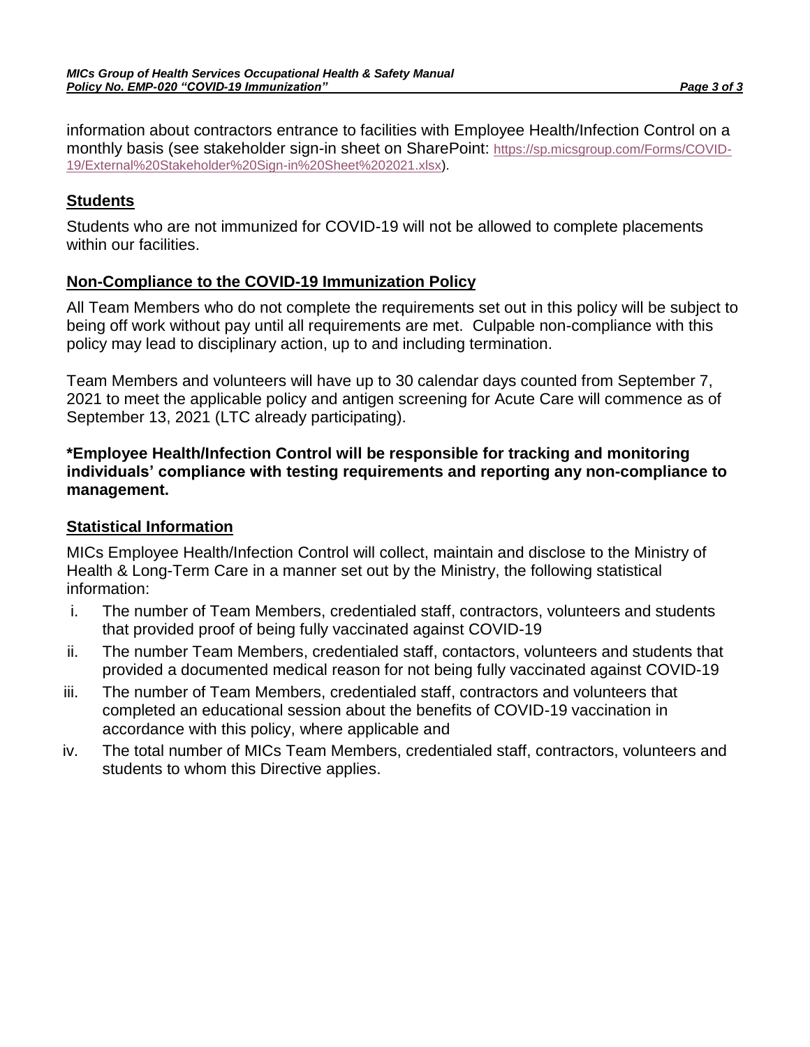information about contractors entrance to facilities with Employee Health/Infection Control on a monthly basis (see stakeholder sign-in sheet on SharePoint: [https://sp.micsgroup.com/Forms/COVID-19/External%20Stakeholder%20Sign-in%20Sheet%202021.xlsx](https://sp.micsgroup.com/Forms/COVID-19/External%20Stakeholder%20Sign-in%20Sheet%202021.xlsx)).

## Students

Students who are not immunized for COVID-19 will not be allowed to complete placements within our facilities.

## Non-Compliance to the COVID-19 Immunization Policy

All Team Members who do not complete the requirements set out in this policy will be subject to being off work without pay until all requirements are met. Culpable non-compliance with this policy may lead to disciplinary action, up to and including termination.

Team Members and volunteers will have up to 30 calendar days counted from September 7, 2021 to meet the applicable policy and antigen screening for Acute Care will commence as of September 13, 2021 (LTC already participating).

**\*Employee Health/Infection Control will be responsible for tracking and monitoring individuals' compliance with testing requirements and reporting any non-compliance to management.**

## Statistical Information

MICs Employee Health/Infection Control will collect, maintain and disclose to the Ministry of Health & Long-Term Care in a manner set out by the Ministry, the following statistical information:

i. The number of Team Members, credentialed staff, contractors, volunteers and students that provided proof of being fully vaccinated against COVID-19

ii. The number Team Members, credentialed staff, contactors, volunteers and students that provided a documented medical reason for not being fully vaccinated against COVID-19

iii. The number of Team Members, credentialed staff, contractors and volunteers that completed an educational session about the benefits of COVID-19 vaccination in accordance with this policy, where applicable and

iv. The total number of MICs Team Members, credentialed staff, contractors, volunteers and students to whom this Directive applies.